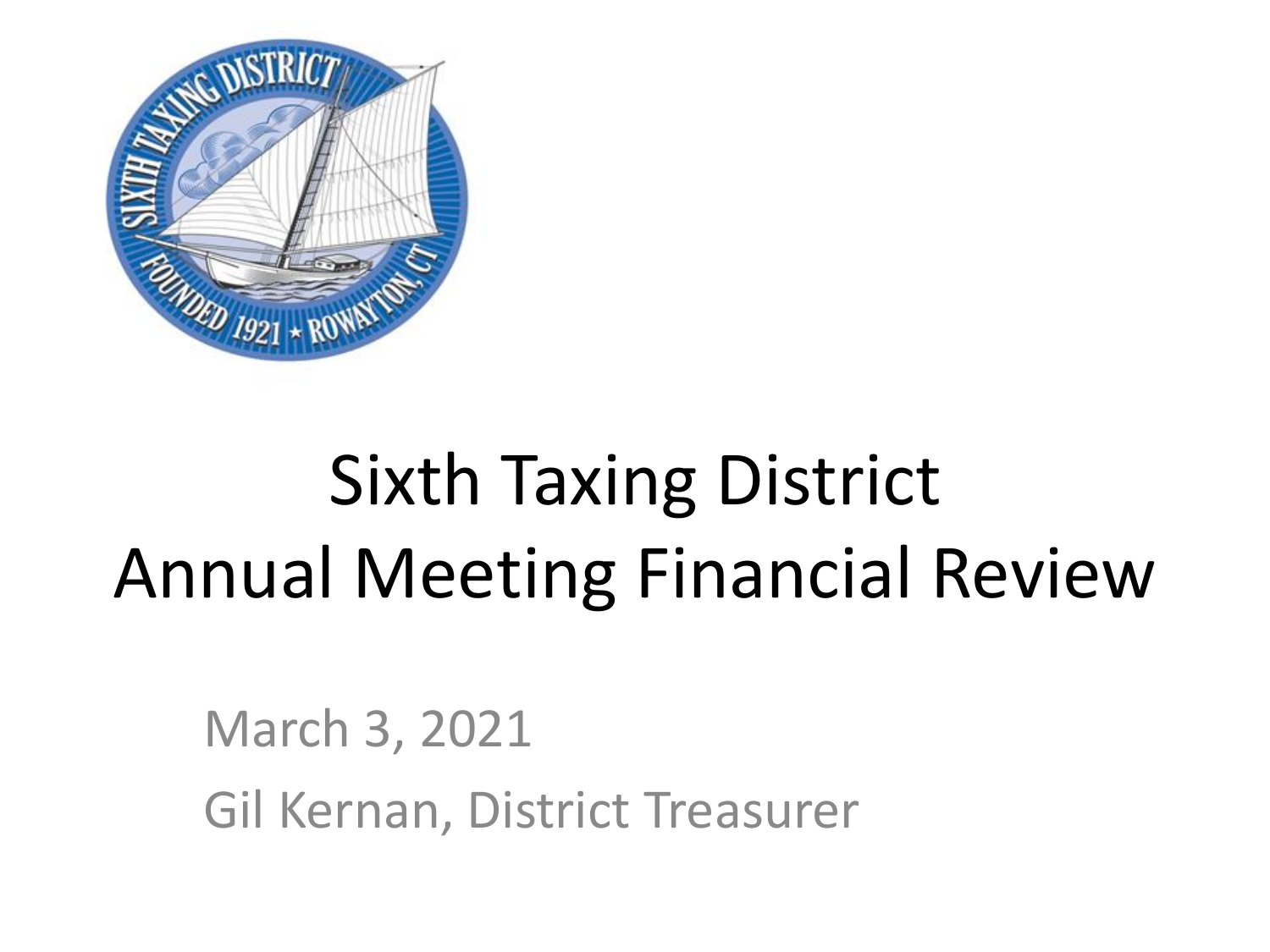# Sixth Taxing District
# Annual Meeting Financial Review

March 3, 2021

Gil Kernan, District Treasurer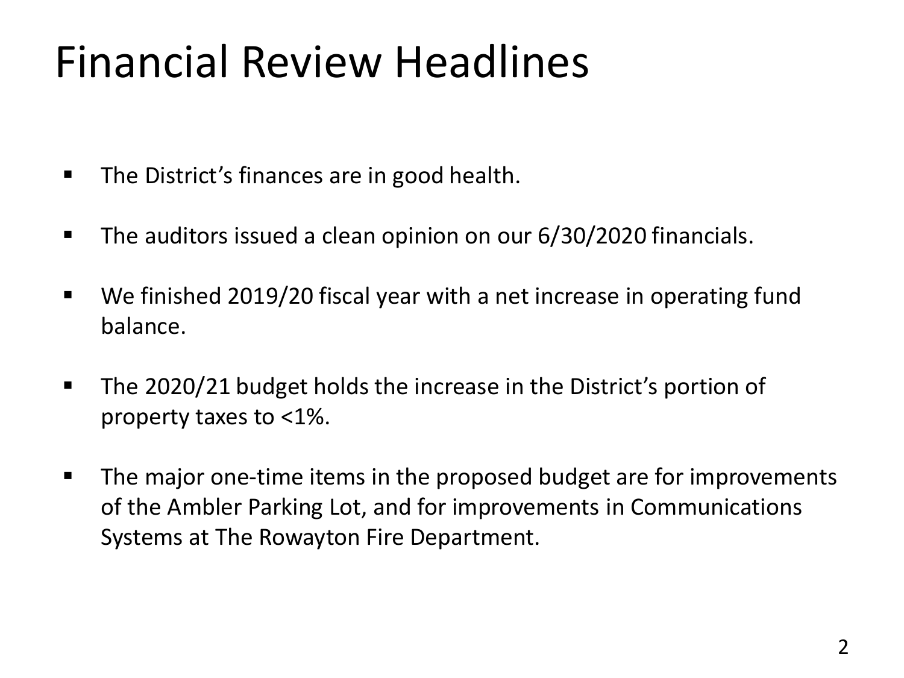# Financial Review Headlines

- The District's finances are in good health.
- The auditors issued a clean opinion on our 6/30/2020 financials.
- We finished 2019/20 fiscal year with a net increase in operating fund balance.
- The 2020/21 budget holds the increase in the District's portion of property taxes to <1%.
- The major one-time items in the proposed budget are for improvements of the Ambler Parking Lot, and for improvements in Communications Systems at The Rowayton Fire Department.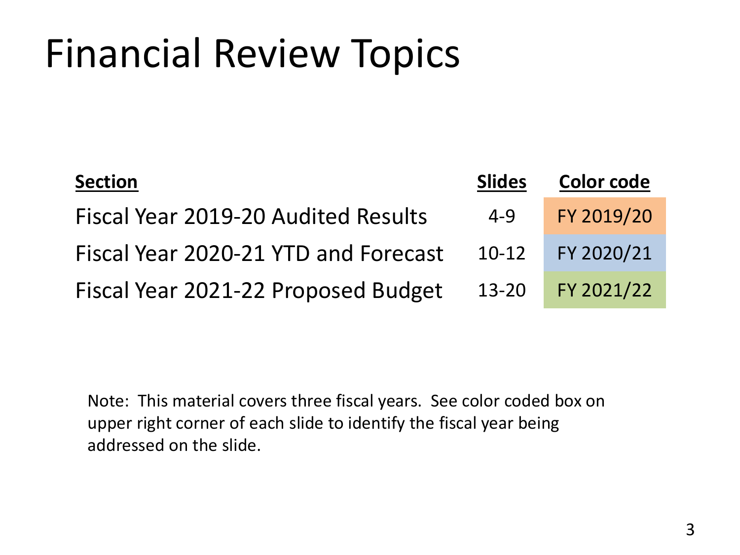# Financial Review Topics

| Section | Slides | Color code |
|---|---|---|
| Fiscal Year 2019-20 Audited Results | 4-9 | FY 2019/20 |
| Fiscal Year 2020-21 YTD and Forecast | 10-12 | FY 2020/21 |
| Fiscal Year 2021-22 Proposed Budget | 13-20 | FY 2021/22 |

Note: This material covers three fiscal years. See color coded box on upper right corner of each slide to identify the fiscal year being addressed on the slide.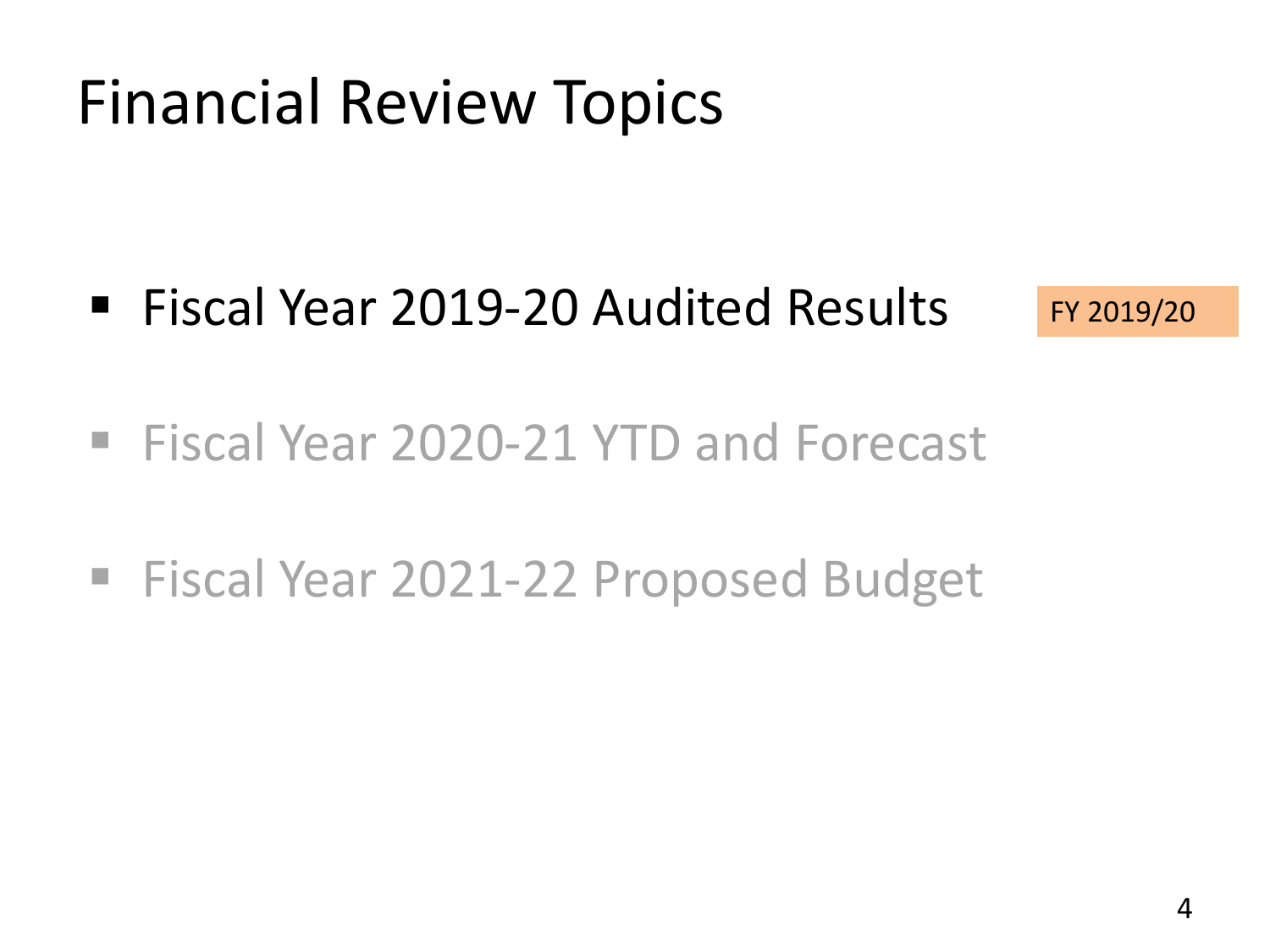# Financial Review Topics

- Fiscal Year 2019-20 Audited Results

FY 2019/20

- Fiscal Year 2020-21 YTD and Forecast
- Fiscal Year 2021-22 Proposed Budget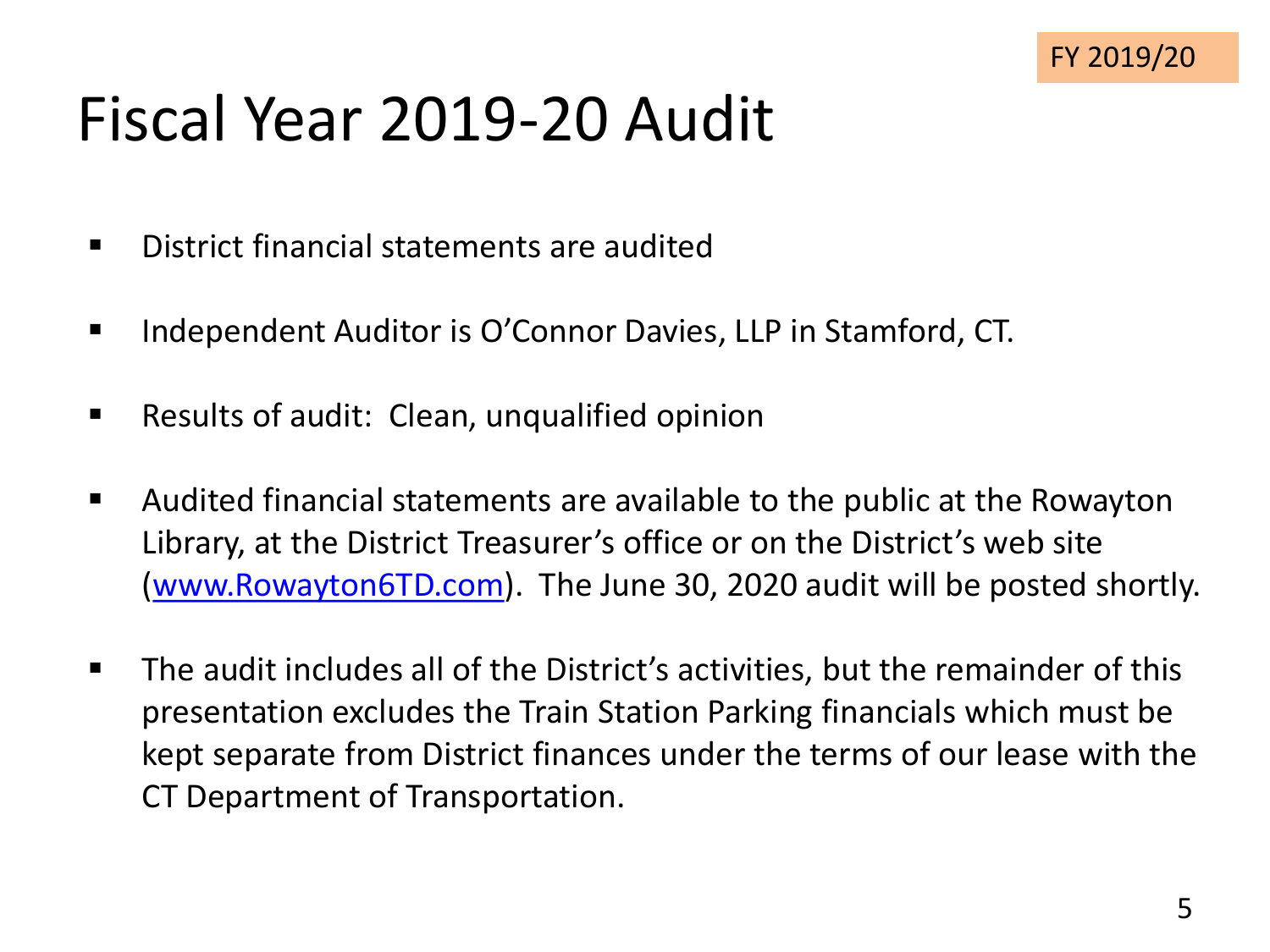FY 2019/20

# Fiscal Year 2019-20 Audit

- District financial statements are audited
- Independent Auditor is O'Connor Davies, LLP in Stamford, CT.
- Results of audit: Clean, unqualified opinion
- Audited financial statements are available to the public at the Rowayton Library, at the District Treasurer's office or on the District's web site (www.Rowayton6TD.com). The June 30, 2020 audit will be posted shortly.
- The audit includes all of the District's activities, but the remainder of this presentation excludes the Train Station Parking financials which must be kept separate from District finances under the terms of our lease with the CT Department of Transportation.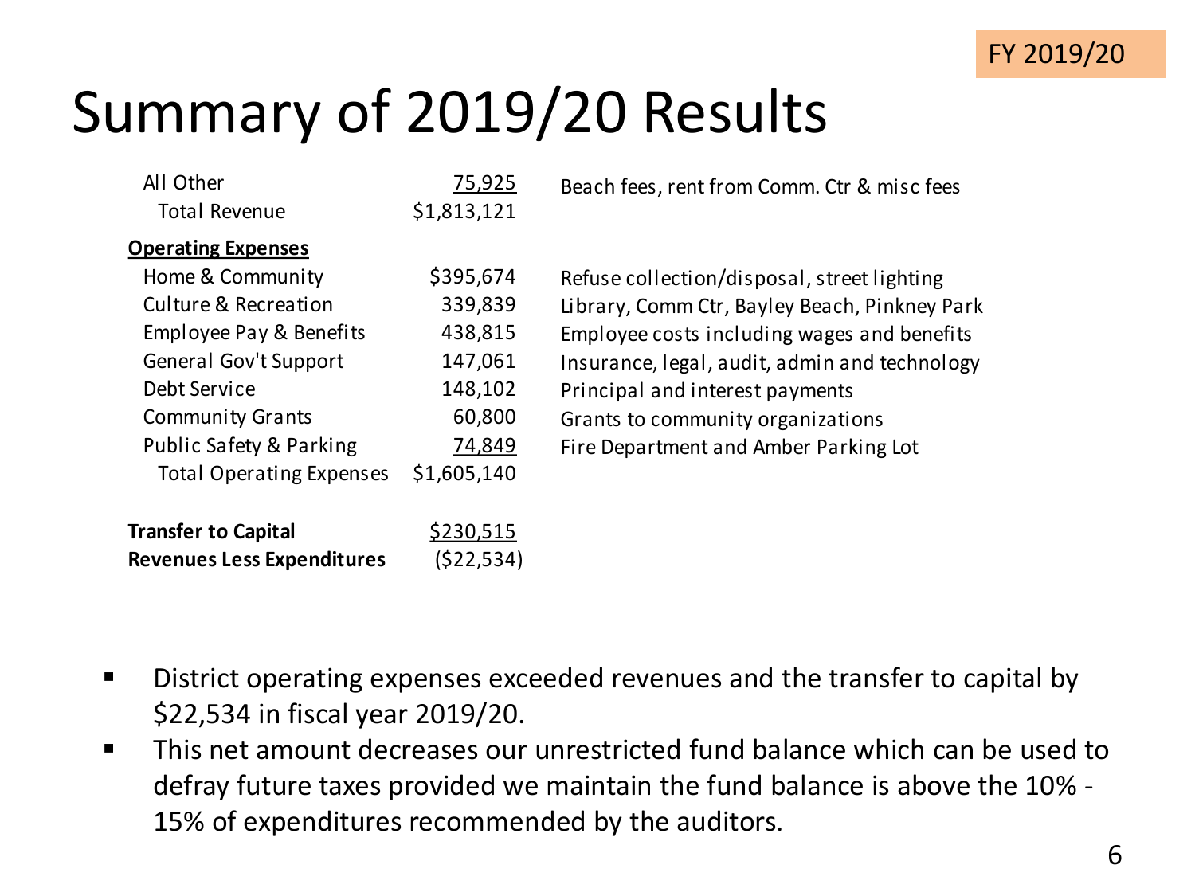FY 2019/20

# Summary of 2019/20 Results

| | | |
|---|---|---|
| All Other | 75,925 | Beach fees, rent from Comm. Ctr & misc fees |
| Total Revenue | $1,813,121 | |
| **Operating Expenses** | | |
| Home & Community | $395,674 | Refuse collection/disposal, street lighting |
| Culture & Recreation | 339,839 | Library, Comm Ctr, Bayley Beach, Pinkney Park |
| Employee Pay & Benefits | 438,815 | Employee costs including wages and benefits |
| General Gov't Support | 147,061 | Insurance, legal, audit, admin and technology |
| Debt Service | 148,102 | Principal and interest payments |
| Community Grants | 60,800 | Grants to community organizations |
| Public Safety & Parking | 74,849 | Fire Department and Amber Parking Lot |
| Total Operating Expenses | $1,605,140 | |
| **Transfer to Capital** | $230,515 | |
| **Revenues Less Expenditures** | ($22,534) | |

- District operating expenses exceeded revenues and the transfer to capital by $22,534 in fiscal year 2019/20.
- This net amount decreases our unrestricted fund balance which can be used to defray future taxes provided we maintain the fund balance is above the 10% - 15% of expenditures recommended by the auditors.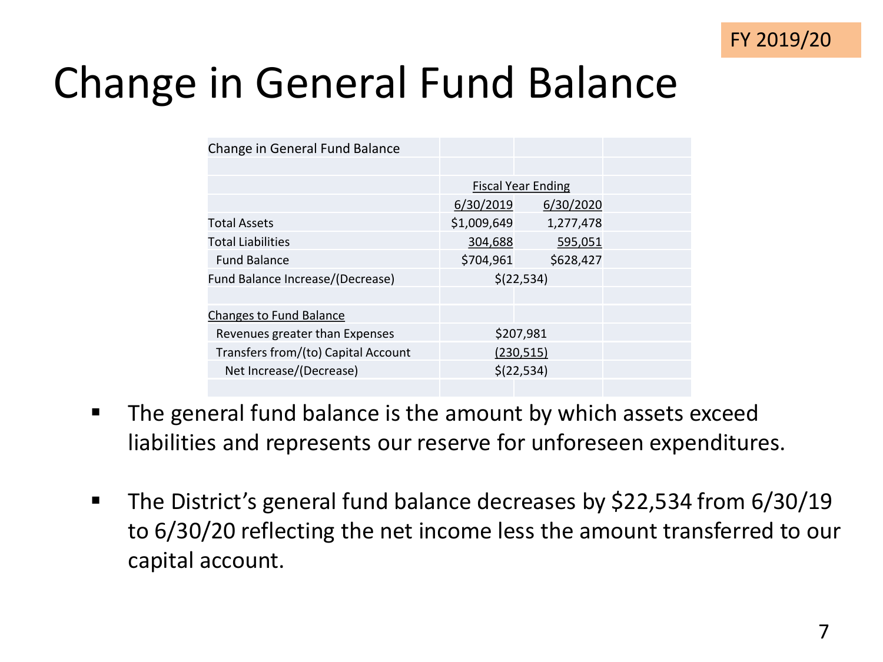FY 2019/20

# Change in General Fund Balance

| Change in General Fund Balance | | |
|---|---|---|
| | Fiscal Year Ending | |
| | 6/30/2019 | 6/30/2020 |
| Total Assets | $1,009,649 | 1,277,478 |
| Total Liabilities | 304,688 | 595,051 |
| Fund Balance | $704,961 | $628,427 |
| Fund Balance Increase/(Decrease) | $(22,534) | |
| | | |
| Changes to Fund Balance | | |
| Revenues greater than Expenses | $207,981 | |
| Transfers from/(to) Capital Account | (230,515) | |
| Net Increase/(Decrease) | $(22,534) | |

- The general fund balance is the amount by which assets exceed liabilities and represents our reserve for unforeseen expenditures.

- The District's general fund balance decreases by $22,534 from 6/30/19 to 6/30/20 reflecting the net income less the amount transferred to our capital account.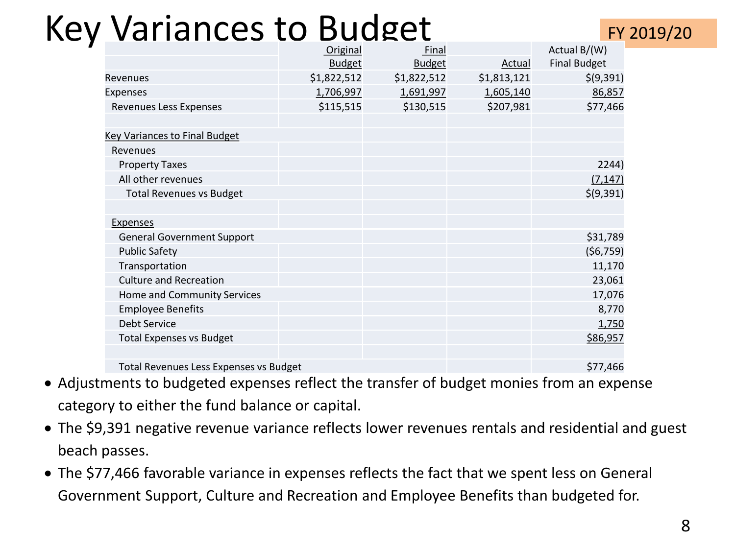# Key Variances to Budget

FY 2019/20

| | Original Budget | Final Budget | Actual | Actual B/(W) Final Budget |
|---|---|---|---|---|
| Revenues | $1,822,512 | $1,822,512 | $1,813,121 | $(9,391) |
| Expenses | 1,706,997 | 1,691,997 | 1,605,140 | 86,857 |
| Revenues Less Expenses | $115,515 | $130,515 | $207,981 | $77,466 |
| | | | | |
| Key Variances to Final Budget | | | | |
| Revenues | | | | |
| Property Taxes | | | | 2244) |
| All other revenues | | | | (7,147) |
| Total Revenues vs Budget | | | | $(9,391) |
| | | | | |
| Expenses | | | | |
| General Government Support | | | | $31,789 |
| Public Safety | | | | ($6,759) |
| Transportation | | | | 11,170 |
| Culture and Recreation | | | | 23,061 |
| Home and Community Services | | | | 17,076 |
| Employee Benefits | | | | 8,770 |
| Debt Service | | | | 1,750 |
| Total Expenses vs Budget | | | | $86,957 |
| | | | | |
| Total Revenues Less Expenses vs Budget | | | | $77,466 |

- Adjustments to budgeted expenses reflect the transfer of budget monies from an expense category to either the fund balance or capital.
- The $9,391 negative revenue variance reflects lower revenues rentals and residential and guest beach passes.
- The $77,466 favorable variance in expenses reflects the fact that we spent less on General Government Support, Culture and Recreation and Employee Benefits than budgeted for.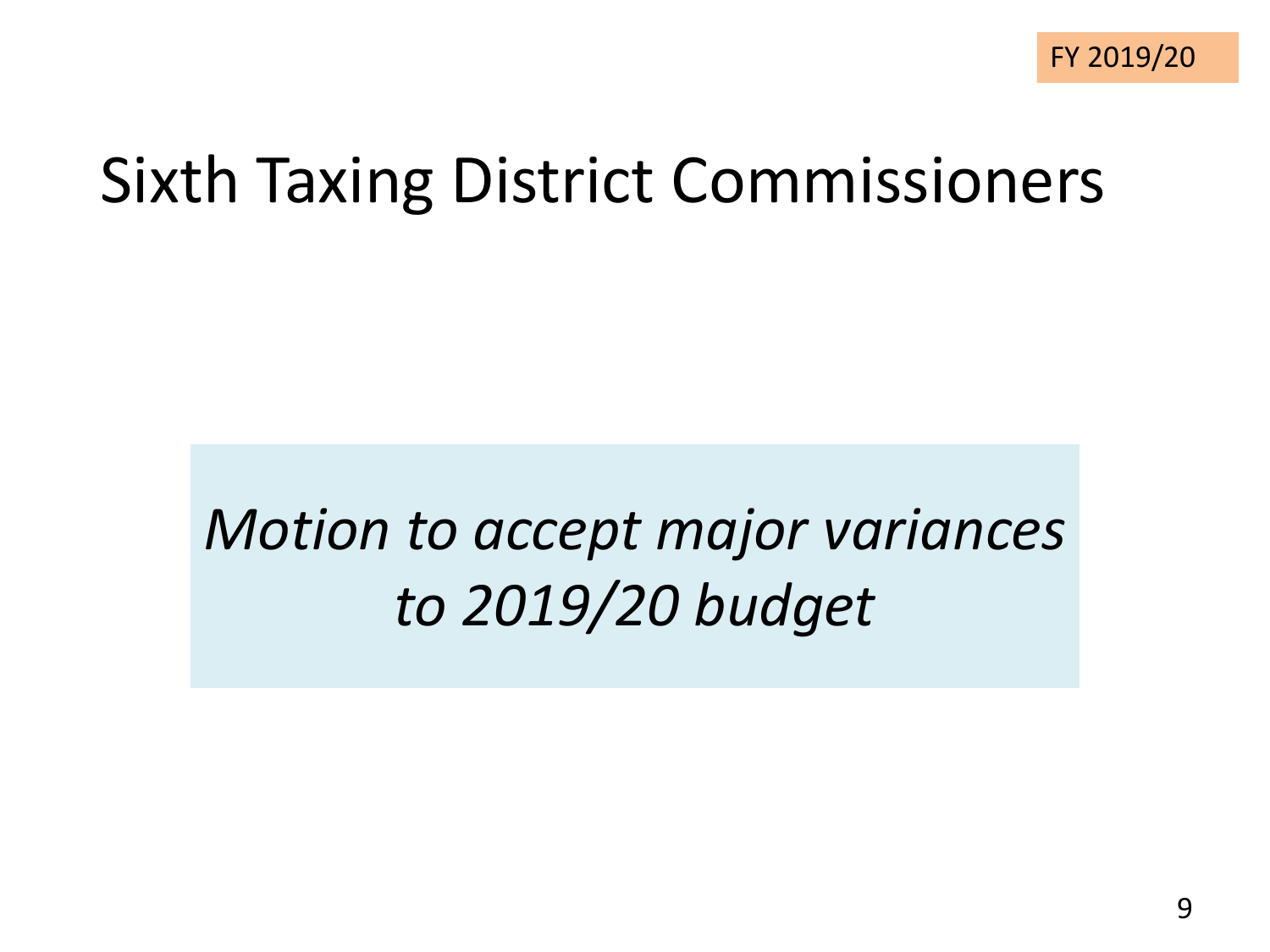FY 2019/20

# Sixth Taxing District Commissioners

*Motion to accept major variances to 2019/20 budget*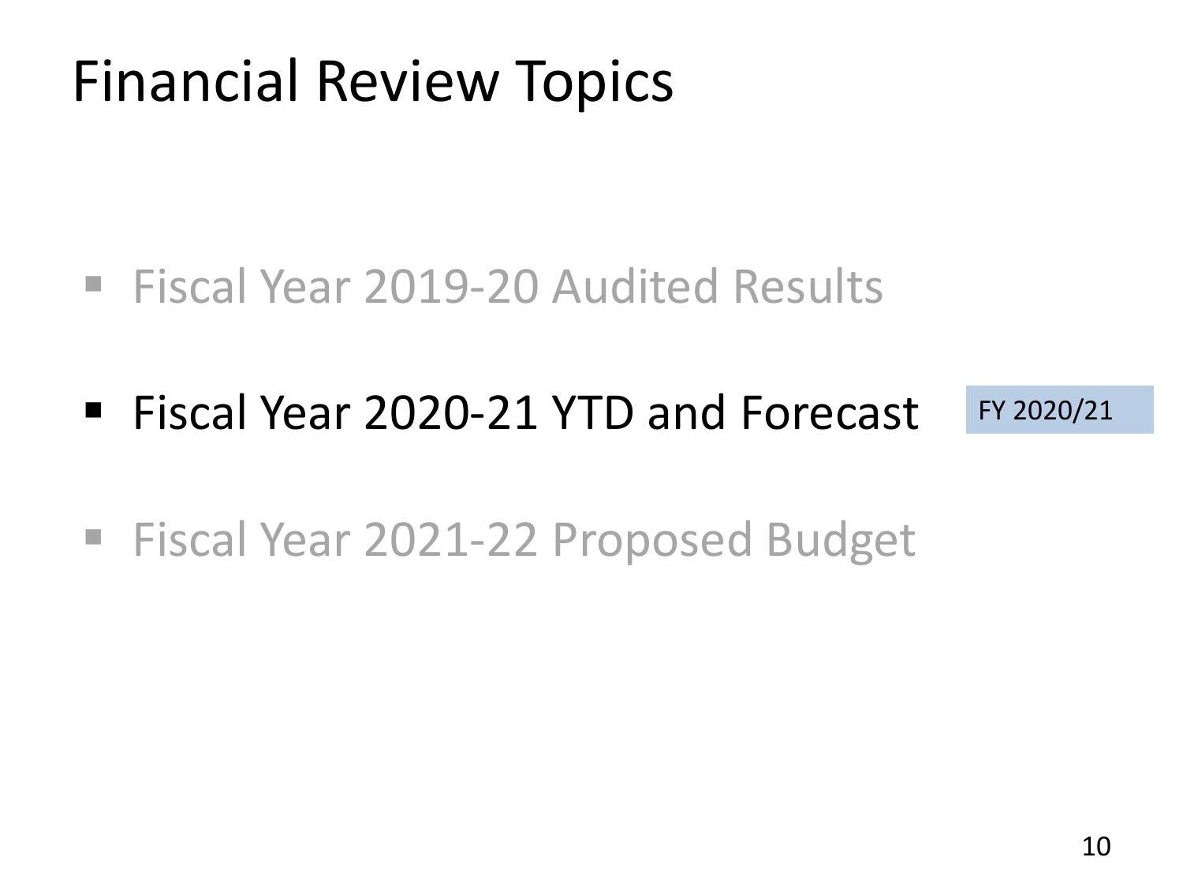# Financial Review Topics

- Fiscal Year 2019-20 Audited Results
- Fiscal Year 2020-21 YTD and Forecast

FY 2020/21

- Fiscal Year 2021-22 Proposed Budget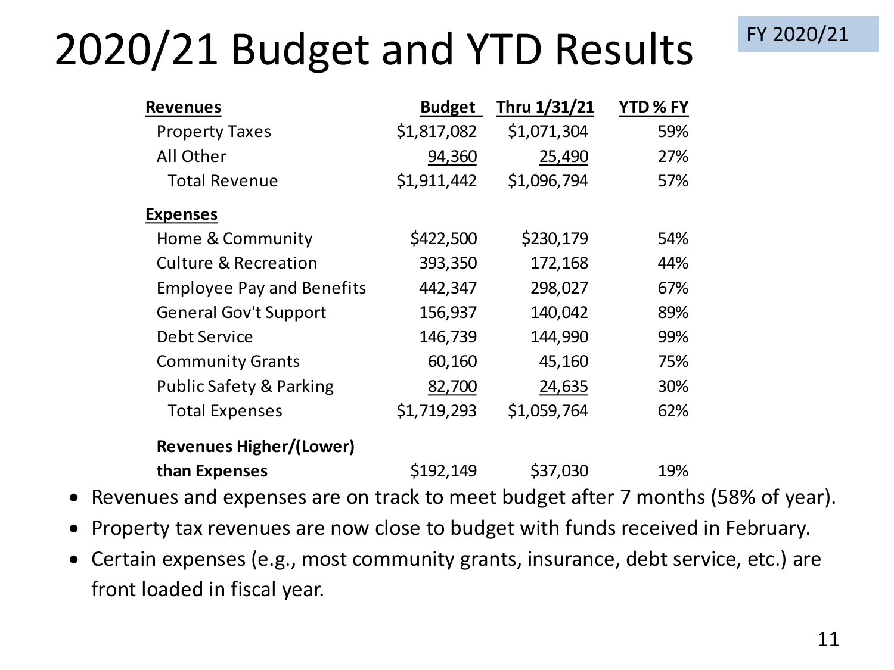# 2020/21 Budget and YTD Results

FY 2020/21

| Revenues | Budget | Thru 1/31/21 | YTD % FY |
|---|---|---|---|
| Property Taxes | $1,817,082 | $1,071,304 | 59% |
| All Other | 94,360 | 25,490 | 27% |
| Total Revenue | $1,911,442 | $1,096,794 | 57% |
| **Expenses** | | | |
| Home & Community | $422,500 | $230,179 | 54% |
| Culture & Recreation | 393,350 | 172,168 | 44% |
| Employee Pay and Benefits | 442,347 | 298,027 | 67% |
| General Gov't Support | 156,937 | 140,042 | 89% |
| Debt Service | 146,739 | 144,990 | 99% |
| Community Grants | 60,160 | 45,160 | 75% |
| Public Safety & Parking | 82,700 | 24,635 | 30% |
| Total Expenses | $1,719,293 | $1,059,764 | 62% |
| **Revenues Higher/(Lower) than Expenses** | $192,149 | $37,030 | 19% |

- Revenues and expenses are on track to meet budget after 7 months (58% of year).
- Property tax revenues are now close to budget with funds received in February.
- Certain expenses (e.g., most community grants, insurance, debt service, etc.) are front loaded in fiscal year.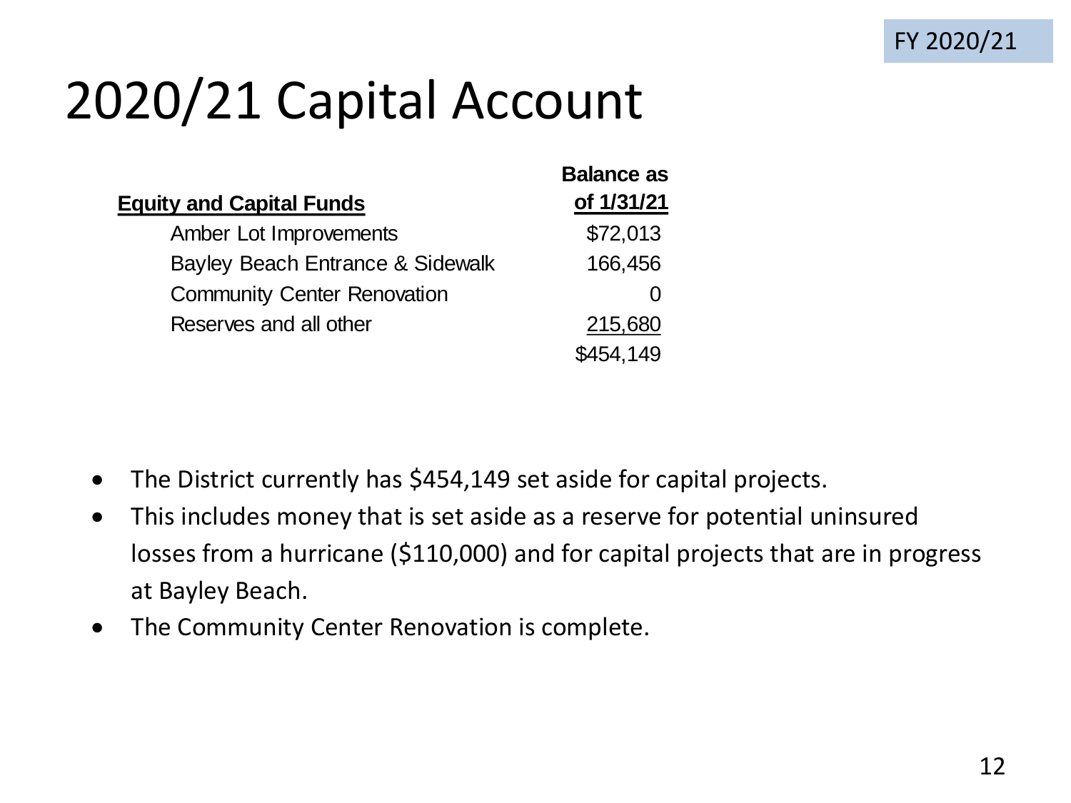# 2020/21 Capital Account

| Equity and Capital Funds | Balance as of 1/31/21 |
| --- | --- |
| Amber Lot Improvements | $72,013 |
| Bayley Beach Entrance & Sidewalk | 166,456 |
| Community Center Renovation | 0 |
| Reserves and all other | 215,680 |
| | $454,149 |

- The District currently has $454,149 set aside for capital projects.
- This includes money that is set aside as a reserve for potential uninsured losses from a hurricane ($110,000) and for capital projects that are in progress at Bayley Beach.
- The Community Center Renovation is complete.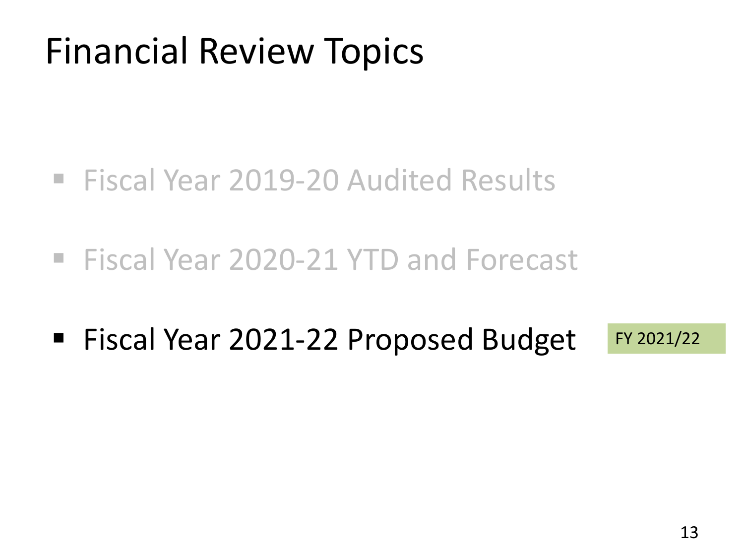# Financial Review Topics

- Fiscal Year 2019-20 Audited Results
- Fiscal Year 2020-21 YTD and Forecast
- Fiscal Year 2021-22 Proposed Budget

FY 2021/22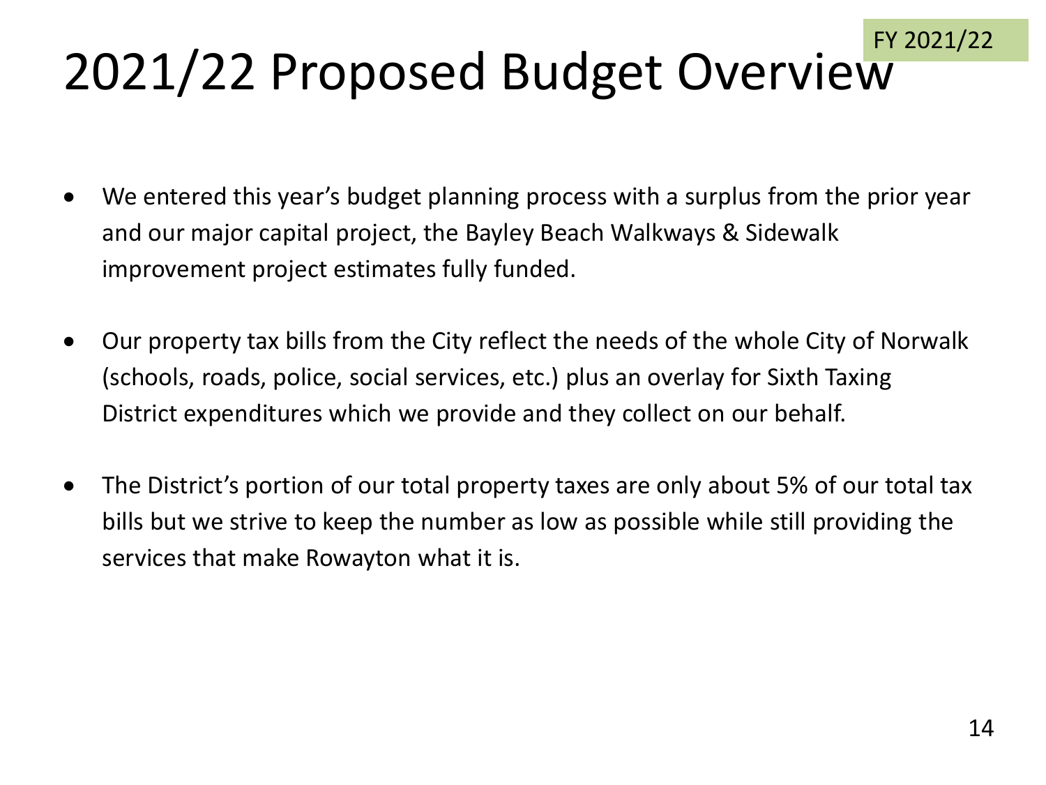# 2021/22 Proposed Budget Overview

FY 2021/22

- We entered this year's budget planning process with a surplus from the prior year and our major capital project, the Bayley Beach Walkways & Sidewalk improvement project estimates fully funded.

- Our property tax bills from the City reflect the needs of the whole City of Norwalk (schools, roads, police, social services, etc.) plus an overlay for Sixth Taxing District expenditures which we provide and they collect on our behalf.

- The District's portion of our total property taxes are only about 5% of our total tax bills but we strive to keep the number as low as possible while still providing the services that make Rowayton what it is.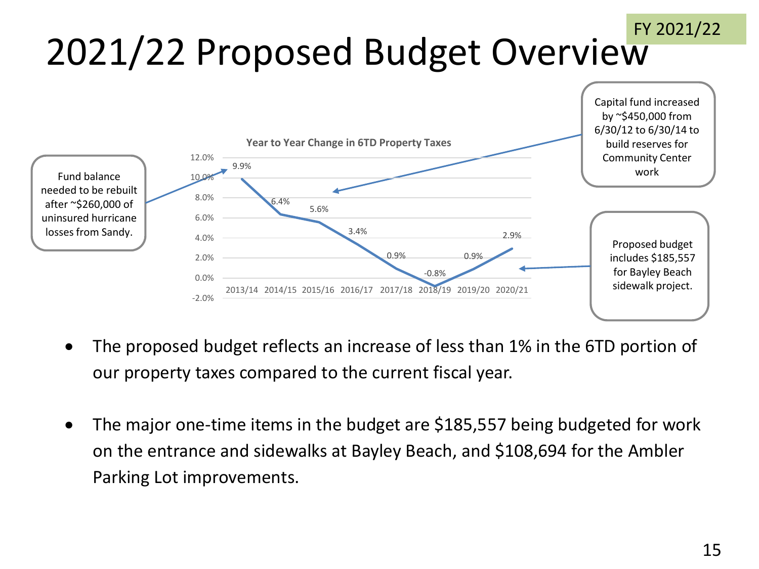FY 2021/22

# 2021/22 Proposed Budget Overview

**Year to Year Change in 6TD Property Taxes**

| Year | Change |
|---|---|
| 2013/14 | 9.9% |
| 2014/15 | 6.4% |
| 2015/16 | 5.6% |
| 2016/17 | 3.4% |
| 2017/18 | 0.9% |
| 2018/19 | -0.8% |
| 2019/20 | 0.9% |
| 2020/21 | 2.9% |

Fund balance needed to be rebuilt after ~$260,000 of uninsured hurricane losses from Sandy.

Capital fund increased by ~$450,000 from 6/30/12 to 6/30/14 to build reserves for Community Center work

Proposed budget includes $185,557 for Bayley Beach sidewalk project.

- The proposed budget reflects an increase of less than 1% in the 6TD portion of our property taxes compared to the current fiscal year.
- The major one-time items in the budget are $185,557 being budgeted for work on the entrance and sidewalks at Bayley Beach, and $108,694 for the Ambler Parking Lot improvements.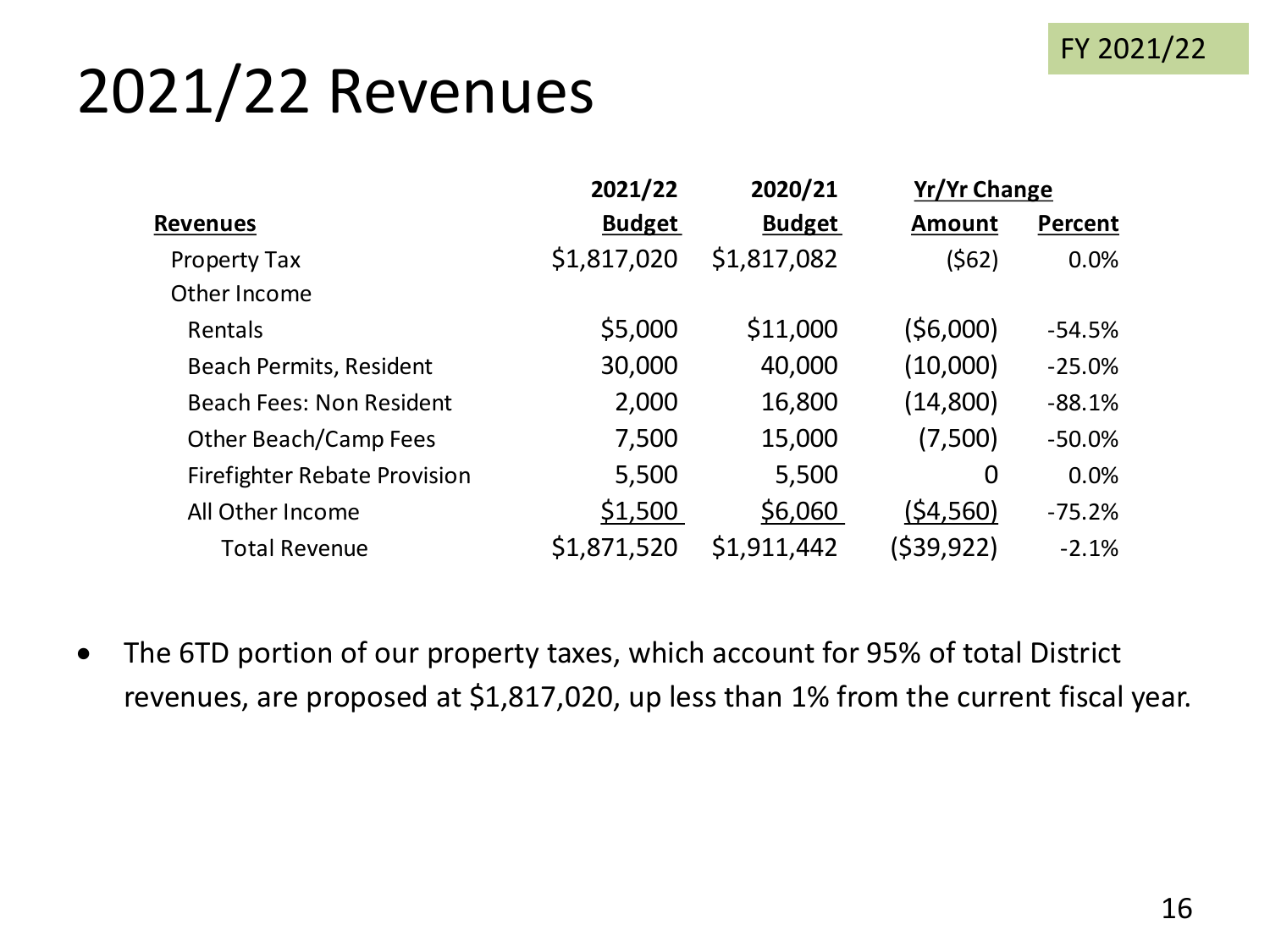FY 2021/22

# 2021/22 Revenues

| Revenues | 2021/22 Budget | 2020/21 Budget | Yr/Yr Change Amount | Yr/Yr Change Percent |
|---|---|---|---|---|
| Property Tax | $1,817,020 | $1,817,082 | ($62) | 0.0% |
| Other Income | | | | |
| Rentals | $5,000 | $11,000 | ($6,000) | -54.5% |
| Beach Permits, Resident | 30,000 | 40,000 | (10,000) | -25.0% |
| Beach Fees: Non Resident | 2,000 | 16,800 | (14,800) | -88.1% |
| Other Beach/Camp Fees | 7,500 | 15,000 | (7,500) | -50.0% |
| Firefighter Rebate Provision | 5,500 | 5,500 | 0 | 0.0% |
| All Other Income | $1,500 | $6,060 | ($4,560) | -75.2% |
| Total Revenue | $1,871,520 | $1,911,442 | ($39,922) | -2.1% |

- The 6TD portion of our property taxes, which account for 95% of total District revenues, are proposed at $1,817,020, up less than 1% from the current fiscal year.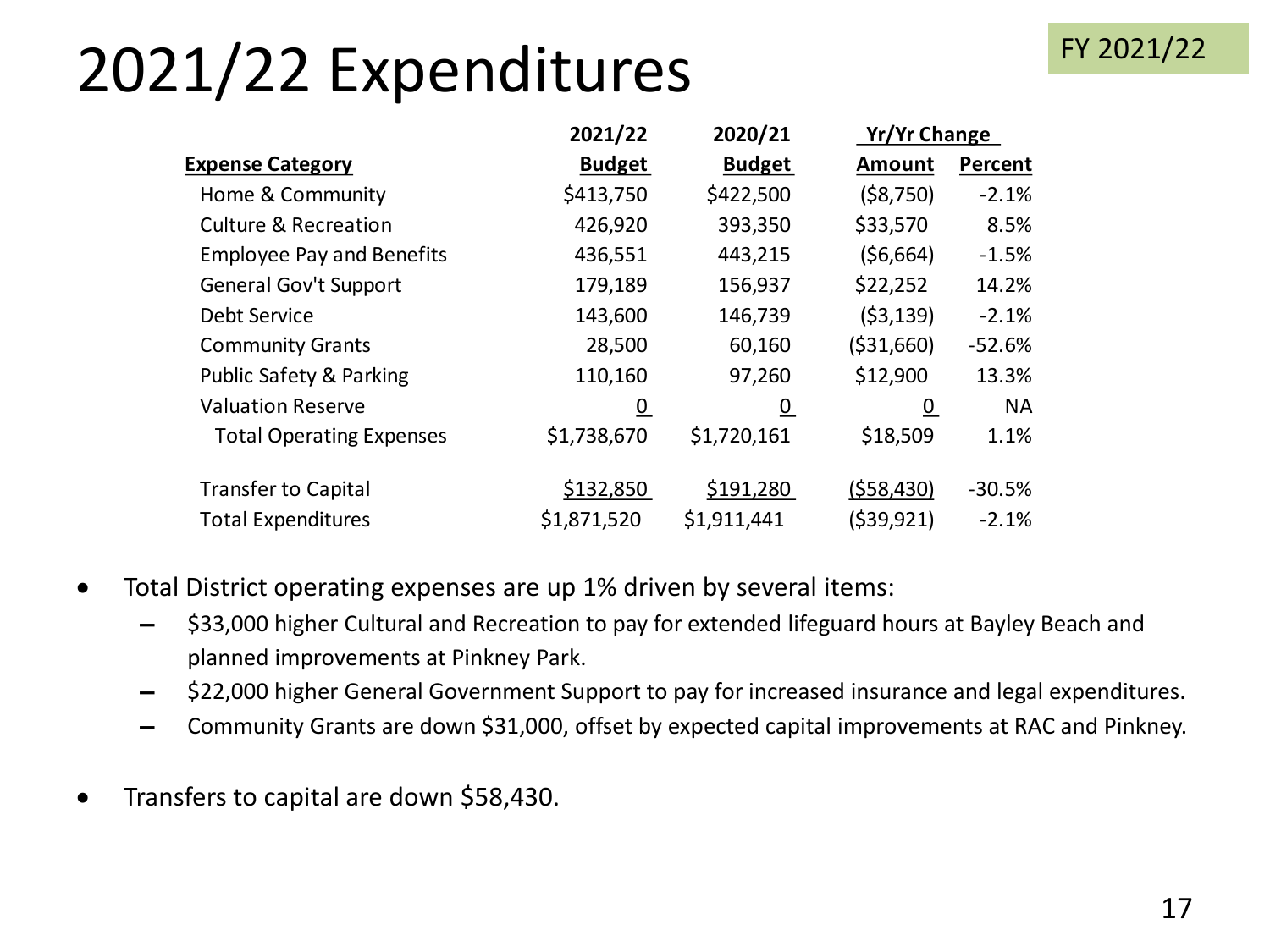# 2021/22 Expenditures

FY 2021/22

| Expense Category | 2021/22 Budget | 2020/21 Budget | Yr/Yr Change Amount | Yr/Yr Change Percent |
|---|---|---|---|---|
| Home & Community | $413,750 | $422,500 | ($8,750) | -2.1% |
| Culture & Recreation | 426,920 | 393,350 | $33,570 | 8.5% |
| Employee Pay and Benefits | 436,551 | 443,215 | ($6,664) | -1.5% |
| General Gov't Support | 179,189 | 156,937 | $22,252 | 14.2% |
| Debt Service | 143,600 | 146,739 | ($3,139) | -2.1% |
| Community Grants | 28,500 | 60,160 | ($31,660) | -52.6% |
| Public Safety & Parking | 110,160 | 97,260 | $12,900 | 13.3% |
| Valuation Reserve | 0 | 0 | 0 | NA |
| Total Operating Expenses | $1,738,670 | $1,720,161 | $18,509 | 1.1% |
| Transfer to Capital | $132,850 | $191,280 | ($58,430) | -30.5% |
| Total Expenditures | $1,871,520 | $1,911,441 | ($39,921) | -2.1% |

- Total District operating expenses are up 1% driven by several items:
  - $33,000 higher Cultural and Recreation to pay for extended lifeguard hours at Bayley Beach and planned improvements at Pinkney Park.
  - $22,000 higher General Government Support to pay for increased insurance and legal expenditures.
  - Community Grants are down $31,000, offset by expected capital improvements at RAC and Pinkney.
- Transfers to capital are down $58,430.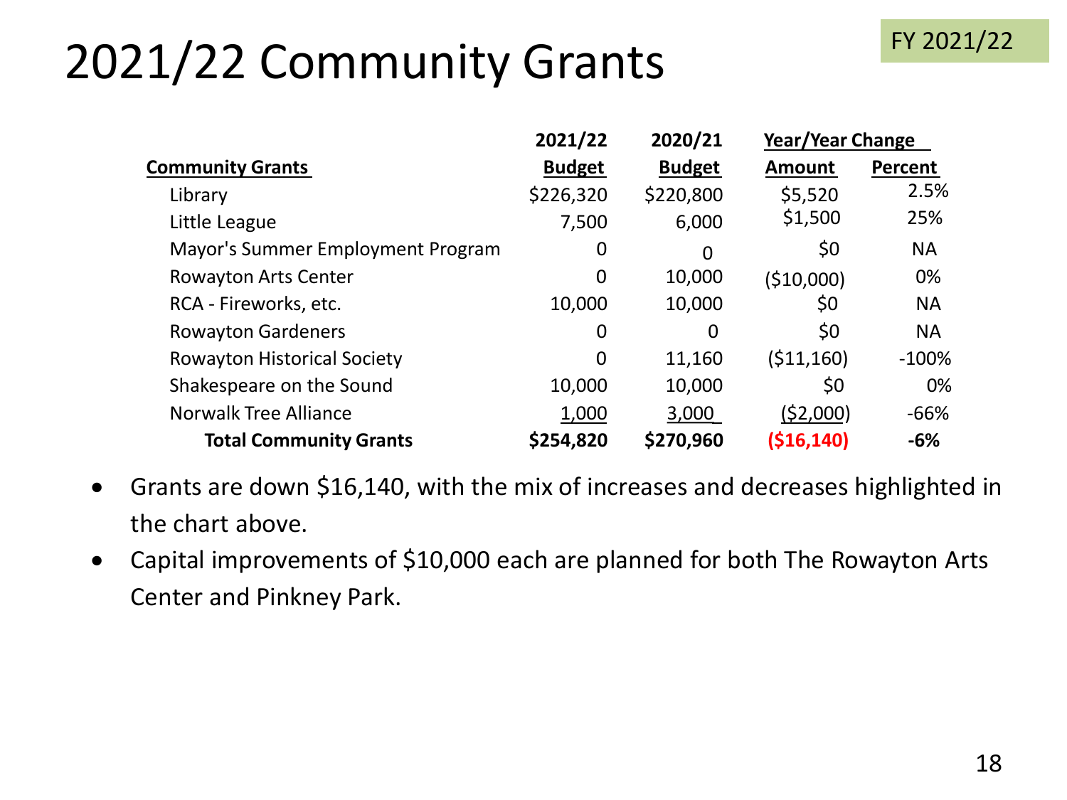# 2021/22 Community Grants

FY 2021/22

| Community Grants | 2021/22 Budget | 2020/21 Budget | Year/Year Change Amount | Year/Year Change Percent |
|---|---|---|---|---|
| Library | $226,320 | $220,800 | $5,520 | 2.5% |
| Little League | 7,500 | 6,000 | $1,500 | 25% |
| Mayor's Summer Employment Program | 0 | 0 | $0 | NA |
| Rowayton Arts Center | 0 | 10,000 | ($10,000) | 0% |
| RCA - Fireworks, etc. | 10,000 | 10,000 | $0 | NA |
| Rowayton Gardeners | 0 | 0 | $0 | NA |
| Rowayton Historical Society | 0 | 11,160 | ($11,160) | -100% |
| Shakespeare on the Sound | 10,000 | 10,000 | $0 | 0% |
| Norwalk Tree Alliance | 1,000 | 3,000 | ($2,000) | -66% |
| **Total Community Grants** | **$254,820** | **$270,960** | **($16,140)** | **-6%** |

- Grants are down $16,140, with the mix of increases and decreases highlighted in the chart above.
- Capital improvements of $10,000 each are planned for both The Rowayton Arts Center and Pinkney Park.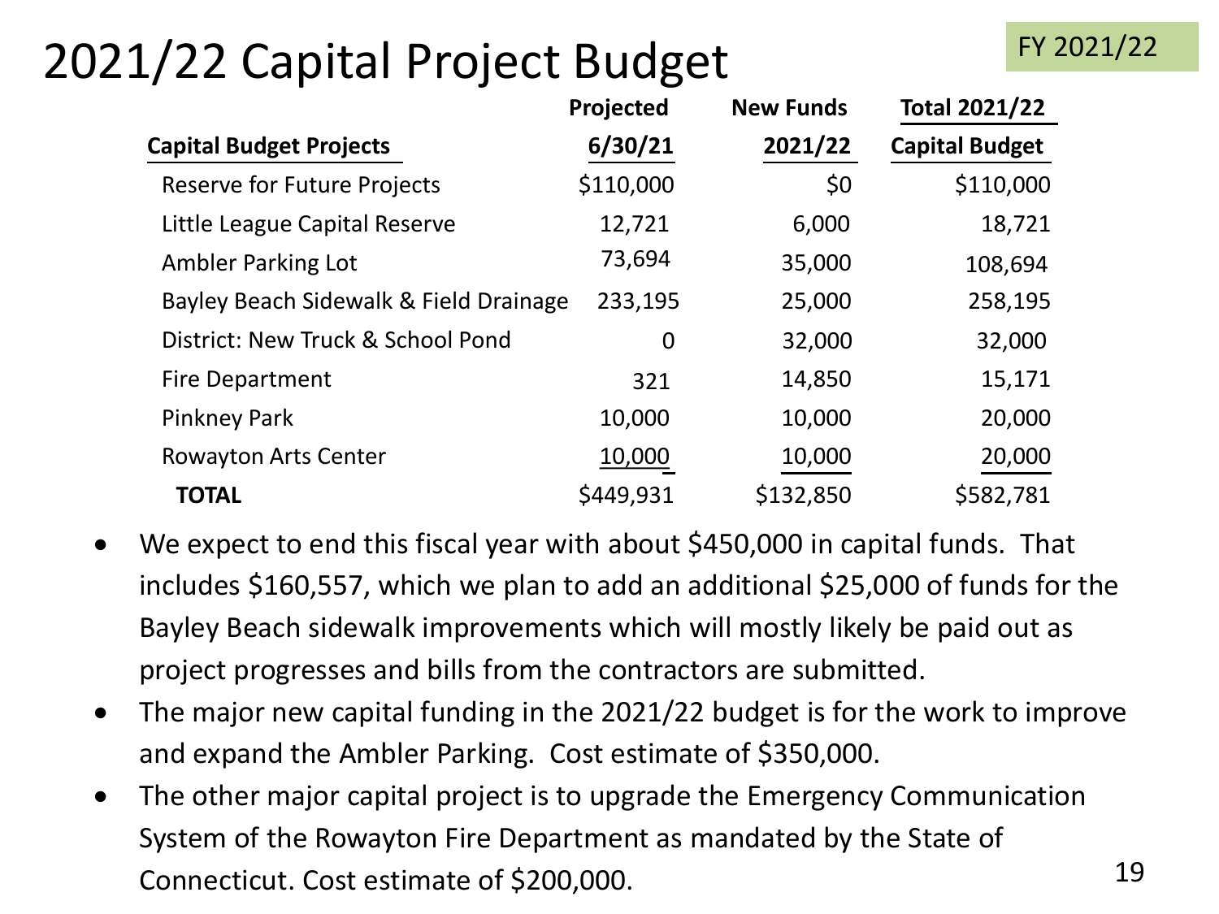# 2021/22 Capital Project Budget

FY 2021/22

| Capital Budget Projects | Projected 6/30/21 | New Funds 2021/22 | Total 2021/22 Capital Budget |
|---|---|---|---|
| Reserve for Future Projects | $110,000 | $0 | $110,000 |
| Little League Capital Reserve | 12,721 | 6,000 | 18,721 |
| Ambler Parking Lot | 73,694 | 35,000 | 108,694 |
| Bayley Beach Sidewalk & Field Drainage | 233,195 | 25,000 | 258,195 |
| District: New Truck & School Pond | 0 | 32,000 | 32,000 |
| Fire Department | 321 | 14,850 | 15,171 |
| Pinkney Park | 10,000 | 10,000 | 20,000 |
| Rowayton Arts Center | 10,000 | 10,000 | 20,000 |
| **TOTAL** | $449,931 | $132,850 | $582,781 |

- We expect to end this fiscal year with about $450,000 in capital funds. That includes $160,557, which we plan to add an additional $25,000 of funds for the Bayley Beach sidewalk improvements which will mostly likely be paid out as project progresses and bills from the contractors are submitted.
- The major new capital funding in the 2021/22 budget is for the work to improve and expand the Ambler Parking. Cost estimate of $350,000.
- The other major capital project is to upgrade the Emergency Communication System of the Rowayton Fire Department as mandated by the State of Connecticut. Cost estimate of $200,000.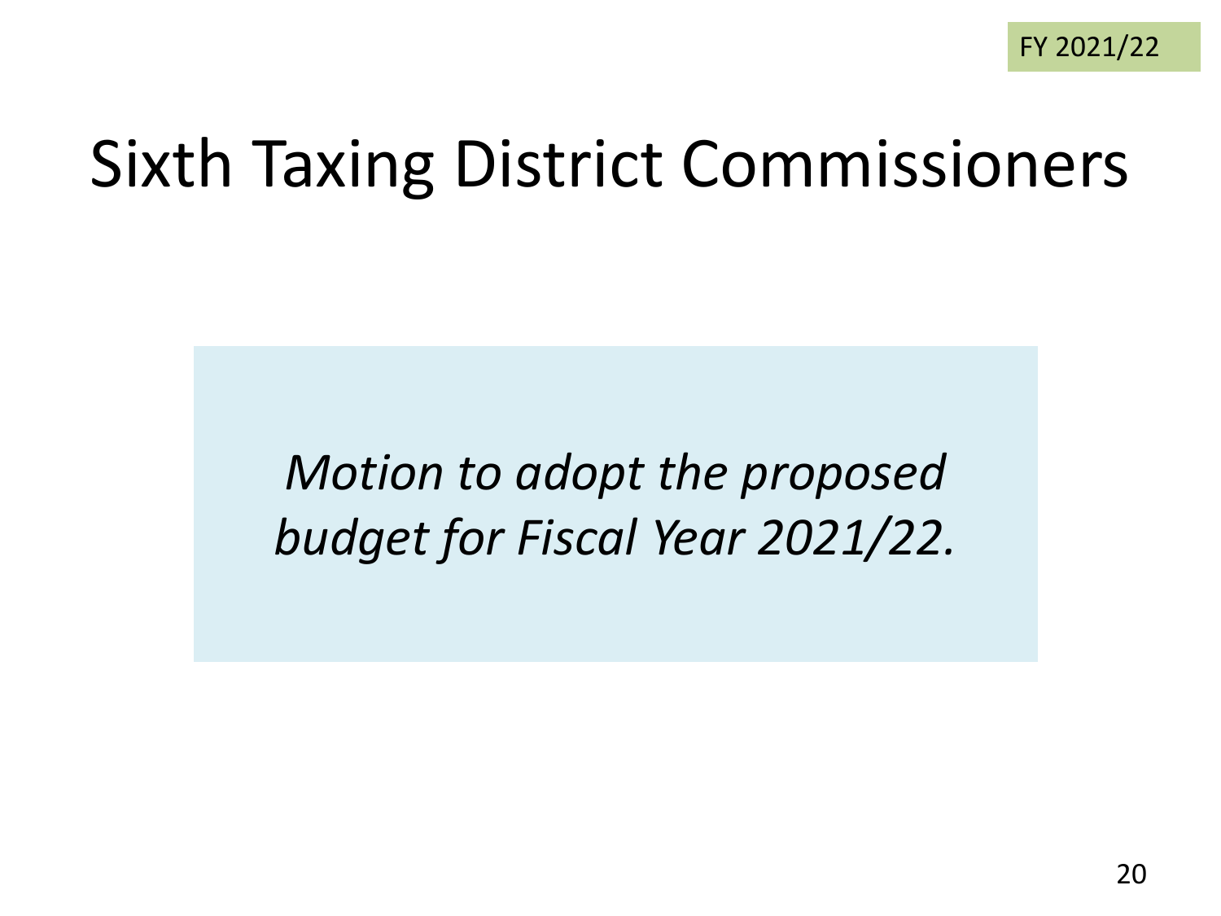FY 2021/22

# Sixth Taxing District Commissioners

*Motion to adopt the proposed budget for Fiscal Year 2021/22.*